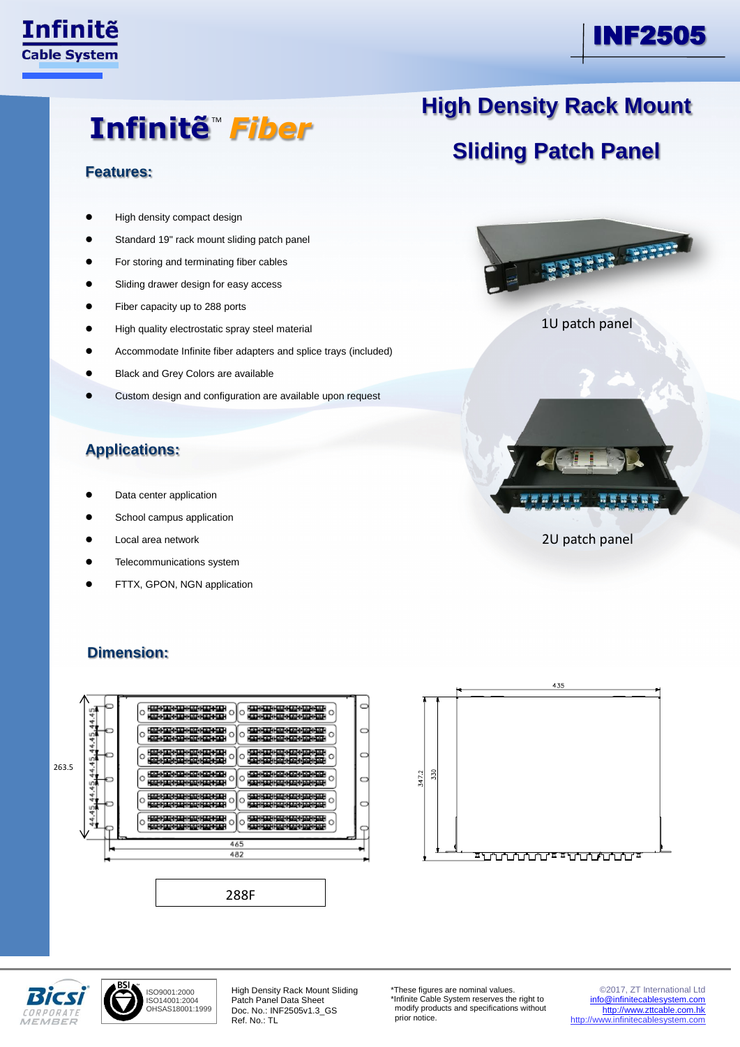Infinitẽ Cable System

# INF2505

# Infinitẽ™ Fiber

# High Density Rack Mount Sliding Patch Panel

## Features:

- High density compact design
- Standard 19" rack mount sliding patch panel
- For storing and terminating fiber cables
- Sliding drawer design for easy access
- Fiber capacity up to 288 ports
- High quality electrostatic spray steel material
- Accommodate Infinite fiber adapters and splice trays (included)
- Black and Grey Colors are available
- Custom design and configuration are available upon request

1U patch panel

2U patch panel

## Applications:

- Data center application
- School campus application
- Local area network
- Telecommunications system
- FTTX, GPON, NGN application

## Dimension:

263.5

44.45 44.45 44.45 44.45 44.45 44.45

465

482

435

347.2

330

288F

---

ISO9001:2000
ISO14001:2004
OHSAS18001:1999

High Density Rack Mount Sliding Patch Panel Data Sheet
Doc. No.: INF2505v1.3_GS
Ref. No.: TL

*These figures are nominal values.
*Infinite Cable System reserves the right to modify products and specifications without prior notice.

©2017, ZT International Ltd
info@infinitecablesystem.com
http://www.zttcable.com.hk
http://www.infinitecablesystem.com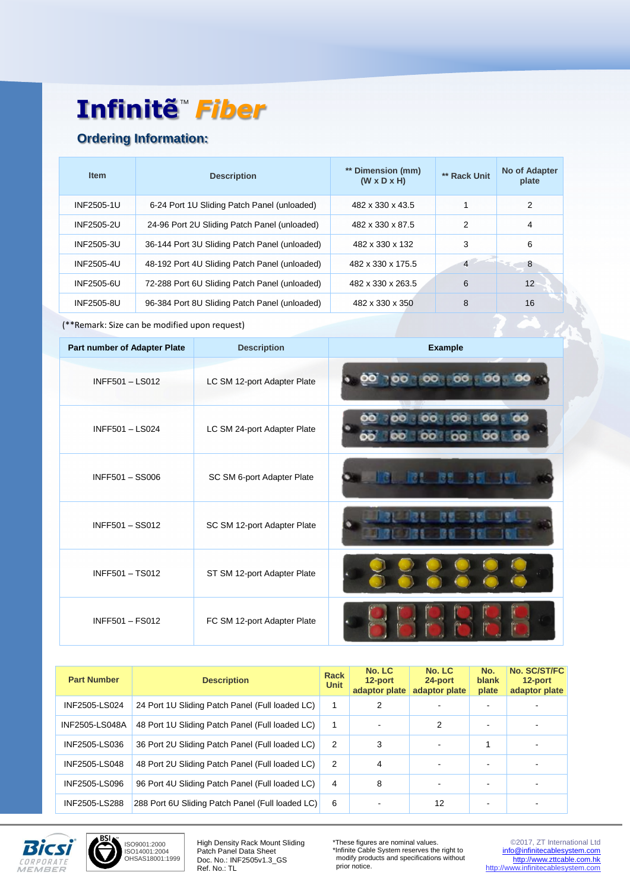# Infinitẽ™ Fiber

## Ordering Information:

| Item | Description | ** Dimension (mm) (W x D x H) | ** Rack Unit | No of Adapter plate |
|---|---|---|---|---|
| INF2505-1U | 6-24 Port 1U Sliding Patch Panel (unloaded) | 482 x 330 x 43.5 | 1 | 2 |
| INF2505-2U | 24-96 Port 2U Sliding Patch Panel (unloaded) | 482 x 330 x 87.5 | 2 | 4 |
| INF2505-3U | 36-144 Port 3U Sliding Patch Panel (unloaded) | 482 x 330 x 132 | 3 | 6 |
| INF2505-4U | 48-192 Port 4U Sliding Patch Panel (unloaded) | 482 x 330 x 175.5 | 4 | 8 |
| INF2505-6U | 72-288 Port 6U Sliding Patch Panel (unloaded) | 482 x 330 x 263.5 | 6 | 12 |
| INF2505-8U | 96-384 Port 8U Sliding Patch Panel (unloaded) | 482 x 330 x 350 | 8 | 16 |

(**Remark: Size can be modified upon request)

| Part number of Adapter Plate | Description | Example |
|---|---|---|
| INFF501 – LS012 | LC SM 12-port Adapter Plate | |
| INFF501 – LS024 | LC SM 24-port Adapter Plate | |
| INFF501 – SS006 | SC SM 6-port Adapter Plate | |
| INFF501 – SS012 | SC SM 12-port Adapter Plate | |
| INFF501 – TS012 | ST SM 12-port Adapter Plate | |
| INFF501 – FS012 | FC SM 12-port Adapter Plate | |

| Part Number | Description | Rack Unit | No. LC 12-port adaptor plate | No. LC 24-port adaptor plate | No. blank plate | No. SC/ST/FC 12-port adaptor plate |
|---|---|---|---|---|---|---|
| INF2505-LS024 | 24 Port 1U Sliding Patch Panel (Full loaded LC) | 1 | 2 | - | - | - |
| INF2505-LS048A | 48 Port 1U Sliding Patch Panel (Full loaded LC) | 1 | - | 2 | - | - |
| INF2505-LS036 | 36 Port 2U Sliding Patch Panel (Full loaded LC) | 2 | 3 | - | 1 | - |
| INF2505-LS048 | 48 Port 2U Sliding Patch Panel (Full loaded LC) | 2 | 4 | - | - | - |
| INF2505-LS096 | 96 Port 4U Sliding Patch Panel (Full loaded LC) | 4 | 8 | - | - | - |
| INF2505-LS288 | 288 Port 6U Sliding Patch Panel (Full loaded LC) | 6 | - | 12 | - | - |

BICSI CORPORATE MEMBER

ISO9001:2000
ISO14001:2004
OHSAS18001:1999

High Density Rack Mount Sliding Patch Panel Data Sheet
Doc. No.: INF2505v1.3_GS
Ref. No.: TL

*These figures are nominal values.
*Infinite Cable System reserves the right to modify products and specifications without prior notice.

©2017, ZT International Ltd
info@infinitecablesystem.com
http://www.zttcable.com.hk
http://www.infinitecablesystem.com